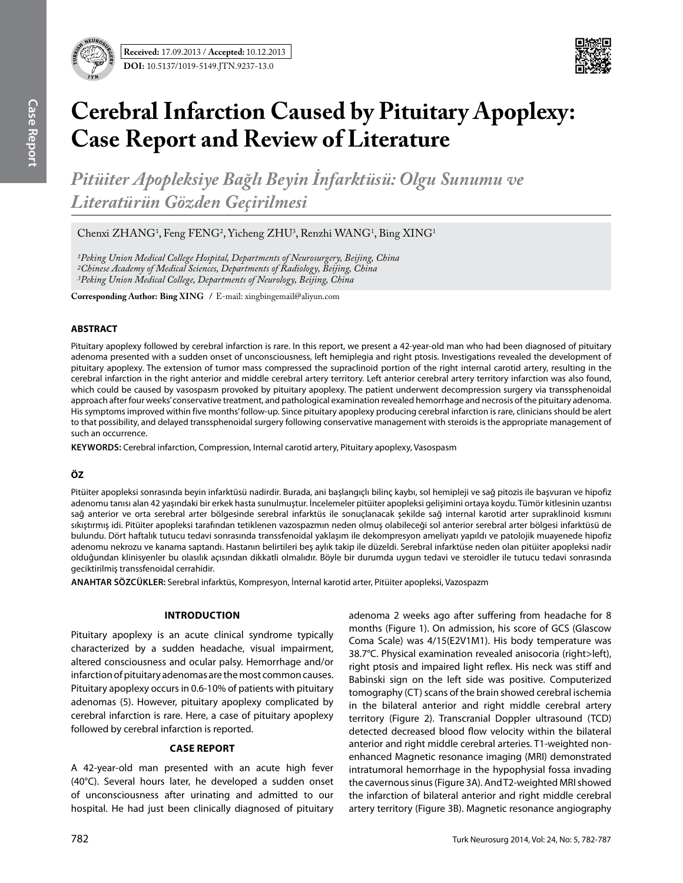**Received:** 17.09.2013 / **Accepted:** 10.12.2013

**DOI:** 10.5137/1019-5149.JTN.9237-13.0

# Cerebral Infarction Caused by Pituitary Apoplexy: Case Report and Review of Literature

## *Pitüiter Apopleksiye Bağlı Beyin İnfarktüsü: Olgu Sunumu ve Literatürün Gözden Geçirilmesi*

Chenxi ZHANG[1], Feng FENG[2], Yicheng ZHU[3], Renzhi WANG[1], Bing XING[1]

*[1]Peking Union Medical College Hospital, Departments of Neurosurgery, Beijing, China*
*[2]Chinese Academy of Medical Sciences, Departments of Radiology, Beijing, China*
*[3]Peking Union Medical College, Departments of Neurology, Beijing, China*

**Corresponding Author: Bing XING** / E-mail: xingbingemail@aliyun.com

### ABSTRACT

Pituitary apoplexy followed by cerebral infarction is rare. In this report, we present a 42-year-old man who had been diagnosed of pituitary adenoma presented with a sudden onset of unconsciousness, left hemiplegia and right ptosis. Investigations revealed the development of pituitary apoplexy. The extension of tumor mass compressed the supraclinoid portion of the right internal carotid artery, resulting in the cerebral infarction in the right anterior and middle cerebral artery territory. Left anterior cerebral artery territory infarction was also found, which could be caused by vasospasm provoked by pituitary apoplexy. The patient underwent decompression surgery via transsphenoidal approach after four weeks' conservative treatment, and pathological examination revealed hemorrhage and necrosis of the pituitary adenoma. His symptoms improved within five months' follow-up. Since pituitary apoplexy producing cerebral infarction is rare, clinicians should be alert to that possibility, and delayed transsphenoidal surgery following conservative management with steroids is the appropriate management of such an occurrence.

**KEYWORDS:** Cerebral infarction, Compression, Internal carotid artery, Pituitary apoplexy, Vasospasm

### ÖZ

Pitüiter apopleksi sonrasında beyin infarktüsü nadirdir. Burada, ani başlangıçlı bilinç kaybı, sol hemipleji ve sağ pitozis ile başvuran ve hipofiz adenomu tanısı alan 42 yaşındaki bir erkek hasta sunulmuştur. İncelemeler pitüiter apopleksi gelişimini ortaya koydu. Tümör kitlesinin uzantısı sağ anterior ve orta serebral arter bölgesinde serebral infarktüs ile sonuçlanacak şekilde sağ internal karotid arter supraklinoid kısmını sıkıştırmış idi. Pitüiter apopleksi tarafından tetiklenen vazospazmın neden olmuş olabileceği sol anterior serebral arter bölgesi infarktüsü de bulundu. Dört haftalık tutucu tedavi sonrasında transsfenoidal yaklaşım ile dekompresyon ameliyatı yapıldı ve patolojik muayenede hipofiz adenomu nekrozu ve kanama saptandı. Hastanın belirtileri beş aylık takip ile düzeldi. Serebral infarktüse neden olan pitüiter apopleksi nadir olduğundan klinisyenler bu olasılık açısından dikkatli olmalıdır. Böyle bir durumda uygun tedavi ve steroidler ile tutucu tedavi sonrasında geciktirilmiş transsfenoidal cerrahidir.

**ANAHTAR SÖZCÜKLER:** Serebral infarktüs, Kompresyon, İnternal karotid arter, Pitüiter apopleksi, Vazospazm

### INTRODUCTION

Pituitary apoplexy is an acute clinical syndrome typically characterized by a sudden headache, visual impairment, altered consciousness and ocular palsy. Hemorrhage and/or infarction of pituitary adenomas are the most common causes. Pituitary apoplexy occurs in 0.6-10% of patients with pituitary adenomas (5). However, pituitary apoplexy complicated by cerebral infarction is rare. Here, a case of pituitary apoplexy followed by cerebral infarction is reported.

### CASE REPORT

A 42-year-old man presented with an acute high fever (40°C). Several hours later, he developed a sudden onset of unconsciousness after urinating and admitted to our hospital. He had just been clinically diagnosed of pituitary adenoma 2 weeks ago after suffering from headache for 8 months (Figure 1). On admission, his score of GCS (Glascow Coma Scale) was 4/15(E2V1M1). His body temperature was 38.7°C. Physical examination revealed anisocoria (right>left), right ptosis and impaired light reflex. His neck was stiff and Babinski sign on the left side was positive. Computerized tomography (CT) scans of the brain showed cerebral ischemia in the bilateral anterior and right middle cerebral artery territory (Figure 2). Transcranial Doppler ultrasound (TCD) detected decreased blood flow velocity within the bilateral anterior and right middle cerebral arteries. T1-weighted non-enhanced Magnetic resonance imaging (MRI) demonstrated intratumoral hemorrhage in the hypophysial fossa invading the cavernous sinus (Figure 3A). And T2-weighted MRI showed the infarction of bilateral anterior and right middle cerebral artery territory (Figure 3B). Magnetic resonance angiography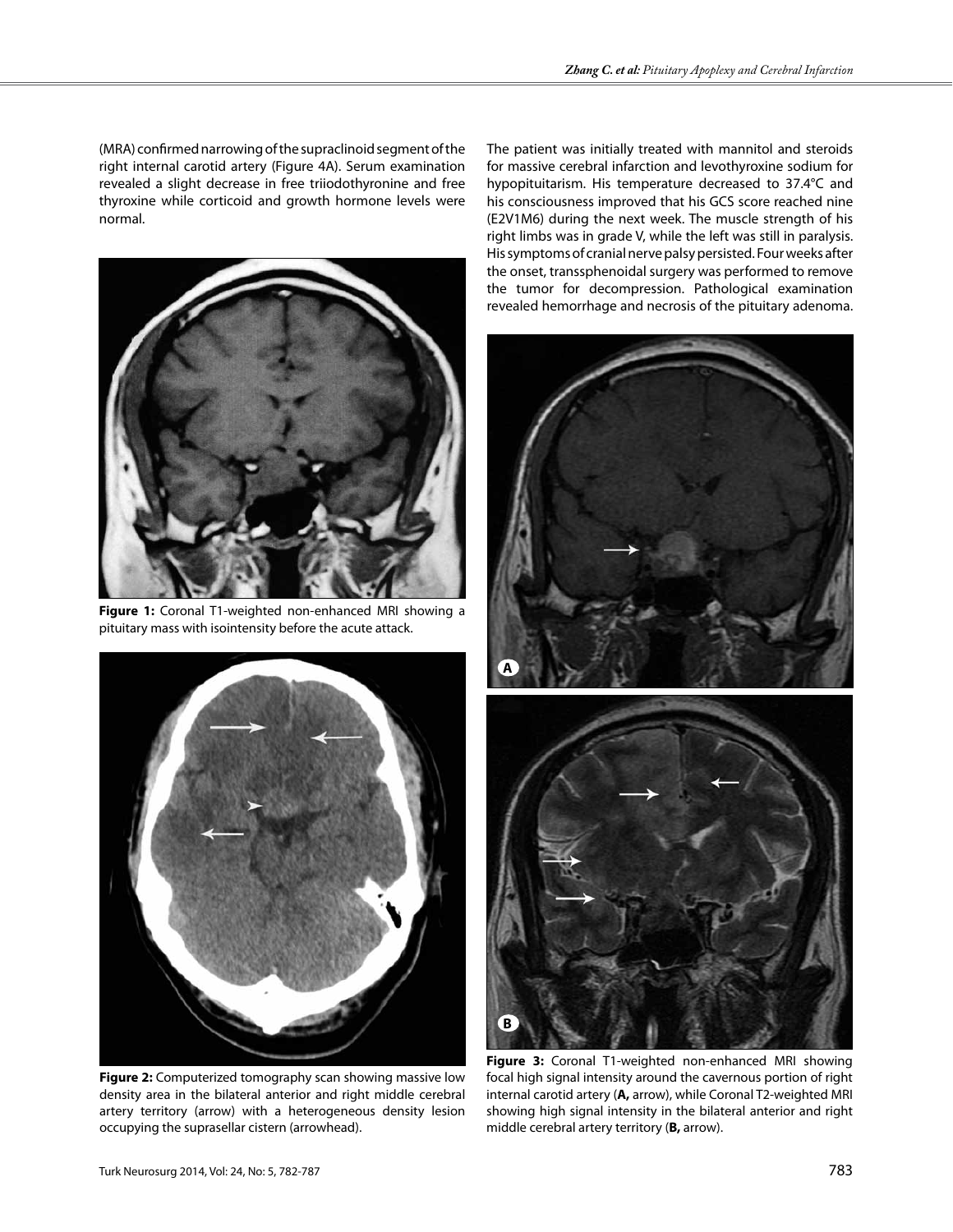(MRA) confirmed narrowing of the supraclinoid segment of the right internal carotid artery (Figure 4A). Serum examination revealed a slight decrease in free triiodothyronine and free thyroxine while corticoid and growth hormone levels were normal.

**Figure 1:** Coronal T1-weighted non-enhanced MRI showing a pituitary mass with isointensity before the acute attack.

**Figure 2:** Computerized tomography scan showing massive low density area in the bilateral anterior and right middle cerebral artery territory (arrow) with a heterogeneous density lesion occupying the suprasellar cistern (arrowhead).

The patient was initially treated with mannitol and steroids for massive cerebral infarction and levothyroxine sodium for hypopituitarism. His temperature decreased to 37.4°C and his consciousness improved that his GCS score reached nine (E2V1M6) during the next week. The muscle strength of his right limbs was in grade V, while the left was still in paralysis. His symptoms of cranial nerve palsy persisted. Four weeks after the onset, transsphenoidal surgery was performed to remove the tumor for decompression. Pathological examination revealed hemorrhage and necrosis of the pituitary adenoma.

**Figure 3:** Coronal T1-weighted non-enhanced MRI showing focal high signal intensity around the cavernous portion of right internal carotid artery (**A,** arrow), while Coronal T2-weighted MRI showing high signal intensity in the bilateral anterior and right middle cerebral artery territory (**B,** arrow).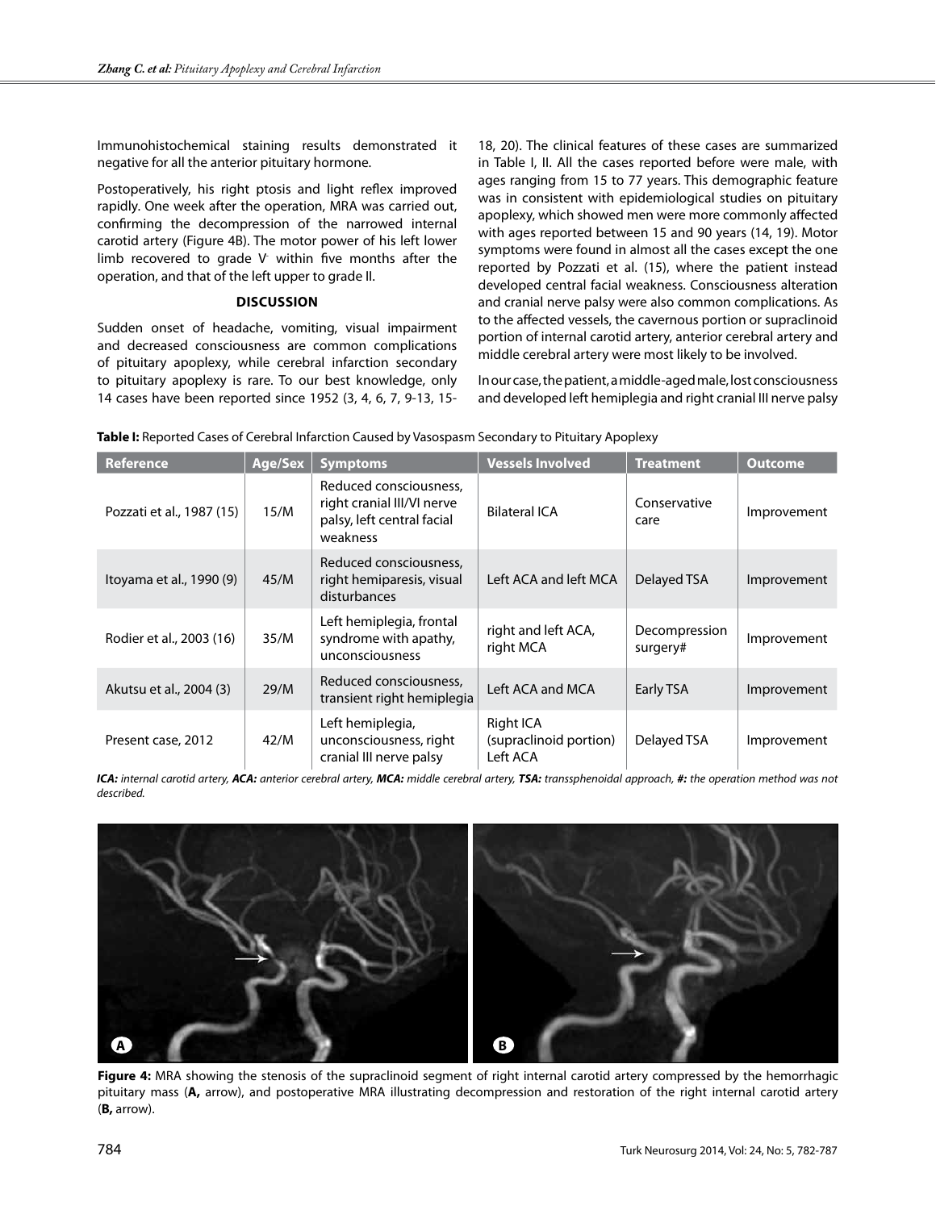Immunohistochemical staining results demonstrated it negative for all the anterior pituitary hormone.

Postoperatively, his right ptosis and light reflex improved rapidly. One week after the operation, MRA was carried out, confirming the decompression of the narrowed internal carotid artery (Figure 4B). The motor power of his left lower limb recovered to grade V$^{-}$ within five months after the operation, and that of the left upper to grade II.

## DISCUSSION

Sudden onset of headache, vomiting, visual impairment and decreased consciousness are common complications of pituitary apoplexy, while cerebral infarction secondary to pituitary apoplexy is rare. To our best knowledge, only 14 cases have been reported since 1952 (3, 4, 6, 7, 9-13, 15-18, 20). The clinical features of these cases are summarized in Table I, II. All the cases reported before were male, with ages ranging from 15 to 77 years. This demographic feature was in consistent with epidemiological studies on pituitary apoplexy, which showed men were more commonly affected with ages reported between 15 and 90 years (14, 19). Motor symptoms were found in almost all the cases except the one reported by Pozzati et al. (15), where the patient instead developed central facial weakness. Consciousness alteration and cranial nerve palsy were also common complications. As to the affected vessels, the cavernous portion or supraclinoid portion of internal carotid artery, anterior cerebral artery and middle cerebral artery were most likely to be involved.

In our case, the patient, a middle-aged male, lost consciousness and developed left hemiplegia and right cranial III nerve palsy

**Table I:** Reported Cases of Cerebral Infarction Caused by Vasospasm Secondary to Pituitary Apoplexy

| Reference | Age/Sex | Symptoms | Vessels Involved | Treatment | Outcome |
|---|---|---|---|---|---|
| Pozzati et al., 1987 (15) | 15/M | Reduced consciousness, right cranial III/VI nerve palsy, left central facial weakness | Bilateral ICA | Conservative care | Improvement |
| Itoyama et al., 1990 (9) | 45/M | Reduced consciousness, right hemiparesis, visual disturbances | Left ACA and left MCA | Delayed TSA | Improvement |
| Rodier et al., 2003 (16) | 35/M | Left hemiplegia, frontal syndrome with apathy, unconsciousness | right and left ACA, right MCA | Decompression surgery# | Improvement |
| Akutsu et al., 2004 (3) | 29/M | Reduced consciousness, transient right hemiplegia | Left ACA and MCA | Early TSA | Improvement |
| Present case, 2012 | 42/M | Left hemiplegia, unconsciousness, right cranial III nerve palsy | Right ICA (supraclinoid portion) Left ACA | Delayed TSA | Improvement |

*ICA: internal carotid artery, ACA: anterior cerebral artery, MCA: middle cerebral artery, TSA: transsphenoidal approach, #: the operation method was not described.*

**Figure 4:** MRA showing the stenosis of the supraclinoid segment of right internal carotid artery compressed by the hemorrhagic pituitary mass (**A,** arrow), and postoperative MRA illustrating decompression and restoration of the right internal carotid artery (**B,** arrow).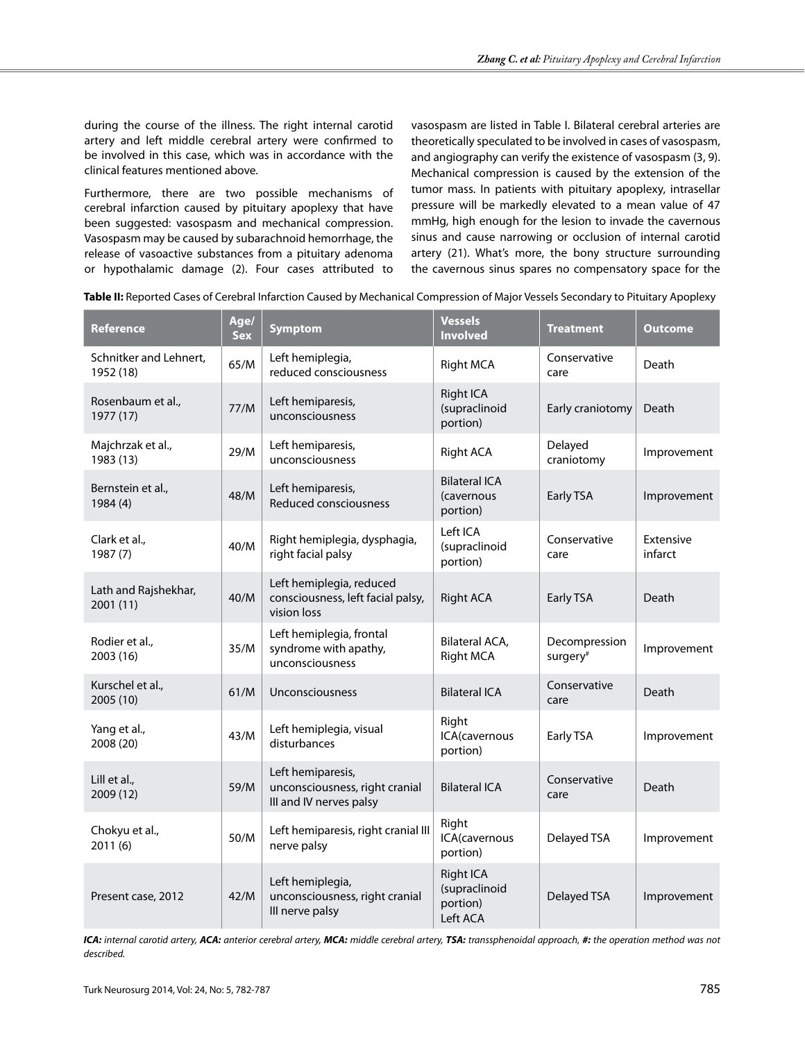during the course of the illness. The right internal carotid artery and left middle cerebral artery were confirmed to be involved in this case, which was in accordance with the clinical features mentioned above.

Furthermore, there are two possible mechanisms of cerebral infarction caused by pituitary apoplexy that have been suggested: vasospasm and mechanical compression. Vasospasm may be caused by subarachnoid hemorrhage, the release of vasoactive substances from a pituitary adenoma or hypothalamic damage (2). Four cases attributed to vasospasm are listed in Table I. Bilateral cerebral arteries are theoretically speculated to be involved in cases of vasospasm, and angiography can verify the existence of vasospasm (3, 9). Mechanical compression is caused by the extension of the tumor mass. In patients with pituitary apoplexy, intrasellar pressure will be markedly elevated to a mean value of 47 mmHg, high enough for the lesion to invade the cavernous sinus and cause narrowing or occlusion of internal carotid artery (21). What's more, the bony structure surrounding the cavernous sinus spares no compensatory space for the

**Table II:** Reported Cases of Cerebral Infarction Caused by Mechanical Compression of Major Vessels Secondary to Pituitary Apoplexy

| Reference | Age/ Sex | Symptom | Vessels Involved | Treatment | Outcome |
|---|---|---|---|---|---|
| Schnitker and Lehnert, 1952 (18) | 65/M | Left hemiplegia, reduced consciousness | Right MCA | Conservative care | Death |
| Rosenbaum et al., 1977 (17) | 77/M | Left hemiparesis, unconsciousness | Right ICA (supraclinoid portion) | Early craniotomy | Death |
| Majchrzak et al., 1983 (13) | 29/M | Left hemiparesis, unconsciousness | Right ACA | Delayed craniotomy | Improvement |
| Bernstein et al., 1984 (4) | 48/M | Left hemiparesis, Reduced consciousness | Bilateral ICA (cavernous portion) | Early TSA | Improvement |
| Clark et al., 1987 (7) | 40/M | Right hemiplegia, dysphagia, right facial palsy | Left ICA (supraclinoid portion) | Conservative care | Extensive infarct |
| Lath and Rajshekhar, 2001 (11) | 40/M | Left hemiplegia, reduced consciousness, left facial palsy, vision loss | Right ACA | Early TSA | Death |
| Rodier et al., 2003 (16) | 35/M | Left hemiplegia, frontal syndrome with apathy, unconsciousness | Bilateral ACA, Right MCA | Decompression surgery# | Improvement |
| Kurschel et al., 2005 (10) | 61/M | Unconsciousness | Bilateral ICA | Conservative care | Death |
| Yang et al., 2008 (20) | 43/M | Left hemiplegia, visual disturbances | Right ICA(cavernous portion) | Early TSA | Improvement |
| Lill et al., 2009 (12) | 59/M | Left hemiparesis, unconsciousness, right cranial III and IV nerves palsy | Bilateral ICA | Conservative care | Death |
| Chokyu et al., 2011 (6) | 50/M | Left hemiparesis, right cranial III nerve palsy | Right ICA(cavernous portion) | Delayed TSA | Improvement |
| Present case, 2012 | 42/M | Left hemiplegia, unconsciousness, right cranial III nerve palsy | Right ICA (supraclinoid portion) Left ACA | Delayed TSA | Improvement |

***ICA:** internal carotid artery, **ACA:** anterior cerebral artery, **MCA:** middle cerebral artery, **TSA:** transsphenoidal approach, **#:** the operation method was not described.*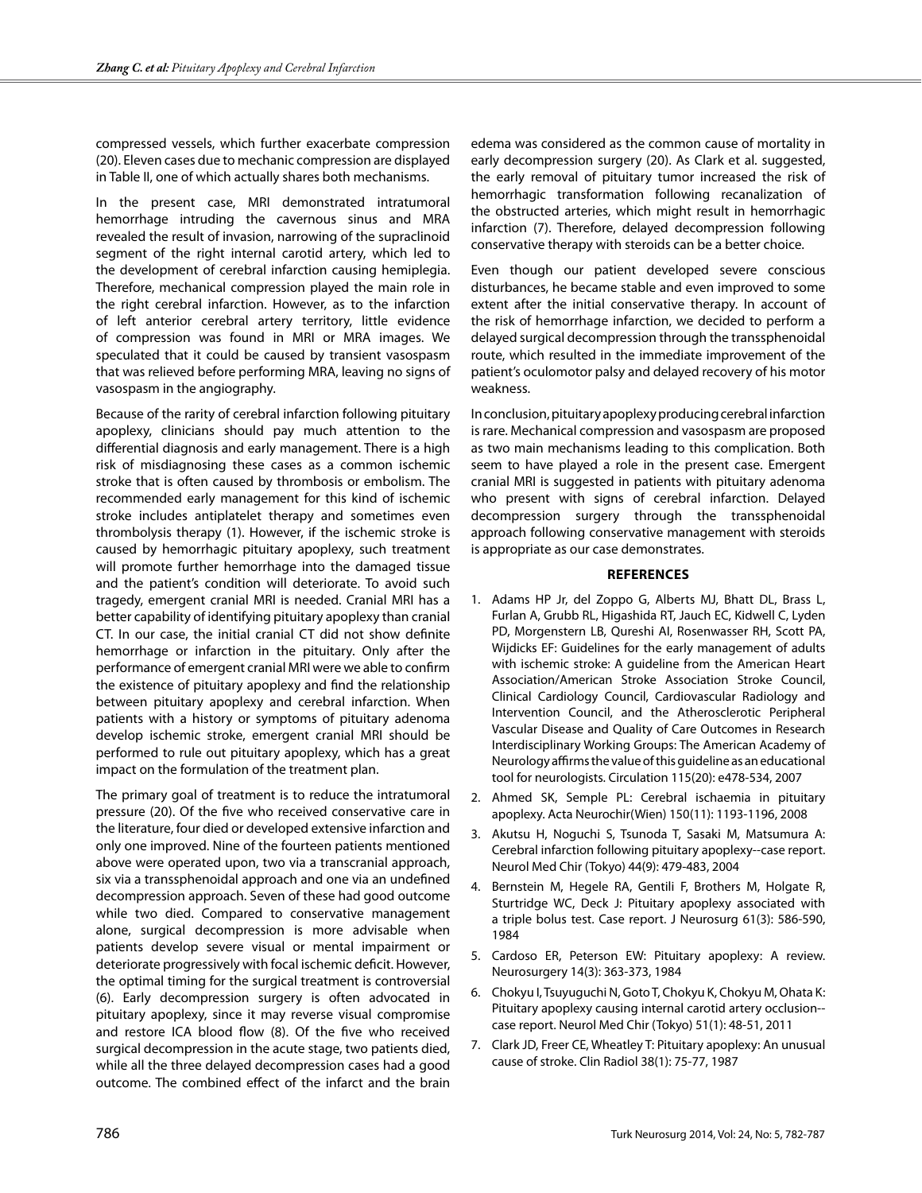compressed vessels, which further exacerbate compression (20). Eleven cases due to mechanic compression are displayed in Table II, one of which actually shares both mechanisms.

In the present case, MRI demonstrated intratumoral hemorrhage intruding the cavernous sinus and MRA revealed the result of invasion, narrowing of the supraclinoid segment of the right internal carotid artery, which led to the development of cerebral infarction causing hemiplegia. Therefore, mechanical compression played the main role in the right cerebral infarction. However, as to the infarction of left anterior cerebral artery territory, little evidence of compression was found in MRI or MRA images. We speculated that it could be caused by transient vasospasm that was relieved before performing MRA, leaving no signs of vasospasm in the angiography.

Because of the rarity of cerebral infarction following pituitary apoplexy, clinicians should pay much attention to the differential diagnosis and early management. There is a high risk of misdiagnosing these cases as a common ischemic stroke that is often caused by thrombosis or embolism. The recommended early management for this kind of ischemic stroke includes antiplatelet therapy and sometimes even thrombolysis therapy (1). However, if the ischemic stroke is caused by hemorrhagic pituitary apoplexy, such treatment will promote further hemorrhage into the damaged tissue and the patient's condition will deteriorate. To avoid such tragedy, emergent cranial MRI is needed. Cranial MRI has a better capability of identifying pituitary apoplexy than cranial CT. In our case, the initial cranial CT did not show definite hemorrhage or infarction in the pituitary. Only after the performance of emergent cranial MRI were we able to confirm the existence of pituitary apoplexy and find the relationship between pituitary apoplexy and cerebral infarction. When patients with a history or symptoms of pituitary adenoma develop ischemic stroke, emergent cranial MRI should be performed to rule out pituitary apoplexy, which has a great impact on the formulation of the treatment plan.

The primary goal of treatment is to reduce the intratumoral pressure (20). Of the five who received conservative care in the literature, four died or developed extensive infarction and only one improved. Nine of the fourteen patients mentioned above were operated upon, two via a transcranial approach, six via a transsphenoidal approach and one via an undefined decompression approach. Seven of these had good outcome while two died. Compared to conservative management alone, surgical decompression is more advisable when patients develop severe visual or mental impairment or deteriorate progressively with focal ischemic deficit. However, the optimal timing for the surgical treatment is controversial (6). Early decompression surgery is often advocated in pituitary apoplexy, since it may reverse visual compromise and restore ICA blood flow (8). Of the five who received surgical decompression in the acute stage, two patients died, while all the three delayed decompression cases had a good outcome. The combined effect of the infarct and the brain edema was considered as the common cause of mortality in early decompression surgery (20). As Clark et al. suggested, the early removal of pituitary tumor increased the risk of hemorrhagic transformation following recanalization of the obstructed arteries, which might result in hemorrhagic infarction (7). Therefore, delayed decompression following conservative therapy with steroids can be a better choice.

Even though our patient developed severe conscious disturbances, he became stable and even improved to some extent after the initial conservative therapy. In account of the risk of hemorrhage infarction, we decided to perform a delayed surgical decompression through the transsphenoidal route, which resulted in the immediate improvement of the patient's oculomotor palsy and delayed recovery of his motor weakness.

In conclusion, pituitary apoplexy producing cerebral infarction is rare. Mechanical compression and vasospasm are proposed as two main mechanisms leading to this complication. Both seem to have played a role in the present case. Emergent cranial MRI is suggested in patients with pituitary adenoma who present with signs of cerebral infarction. Delayed decompression surgery through the transsphenoidal approach following conservative management with steroids is appropriate as our case demonstrates.

## REFERENCES

1. Adams HP Jr, del Zoppo G, Alberts MJ, Bhatt DL, Brass L, Furlan A, Grubb RL, Higashida RT, Jauch EC, Kidwell C, Lyden PD, Morgenstern LB, Qureshi AI, Rosenwasser RH, Scott PA, Wijdicks EF: Guidelines for the early management of adults with ischemic stroke: A guideline from the American Heart Association/American Stroke Association Stroke Council, Clinical Cardiology Council, Cardiovascular Radiology and Intervention Council, and the Atherosclerotic Peripheral Vascular Disease and Quality of Care Outcomes in Research Interdisciplinary Working Groups: The American Academy of Neurology affirms the value of this guideline as an educational tool for neurologists. Circulation 115(20): e478-534, 2007
2. Ahmed SK, Semple PL: Cerebral ischaemia in pituitary apoplexy. Acta Neurochir(Wien) 150(11): 1193-1196, 2008
3. Akutsu H, Noguchi S, Tsunoda T, Sasaki M, Matsumura A: Cerebral infarction following pituitary apoplexy--case report. Neurol Med Chir (Tokyo) 44(9): 479-483, 2004
4. Bernstein M, Hegele RA, Gentili F, Brothers M, Holgate R, Sturtridge WC, Deck J: Pituitary apoplexy associated with a triple bolus test. Case report. J Neurosurg 61(3): 586-590, 1984
5. Cardoso ER, Peterson EW: Pituitary apoplexy: A review. Neurosurgery 14(3): 363-373, 1984
6. Chokyu I, Tsuyuguchi N, Goto T, Chokyu K, Chokyu M, Ohata K: Pituitary apoplexy causing internal carotid artery occlusion--case report. Neurol Med Chir (Tokyo) 51(1): 48-51, 2011
7. Clark JD, Freer CE, Wheatley T: Pituitary apoplexy: An unusual cause of stroke. Clin Radiol 38(1): 75-77, 1987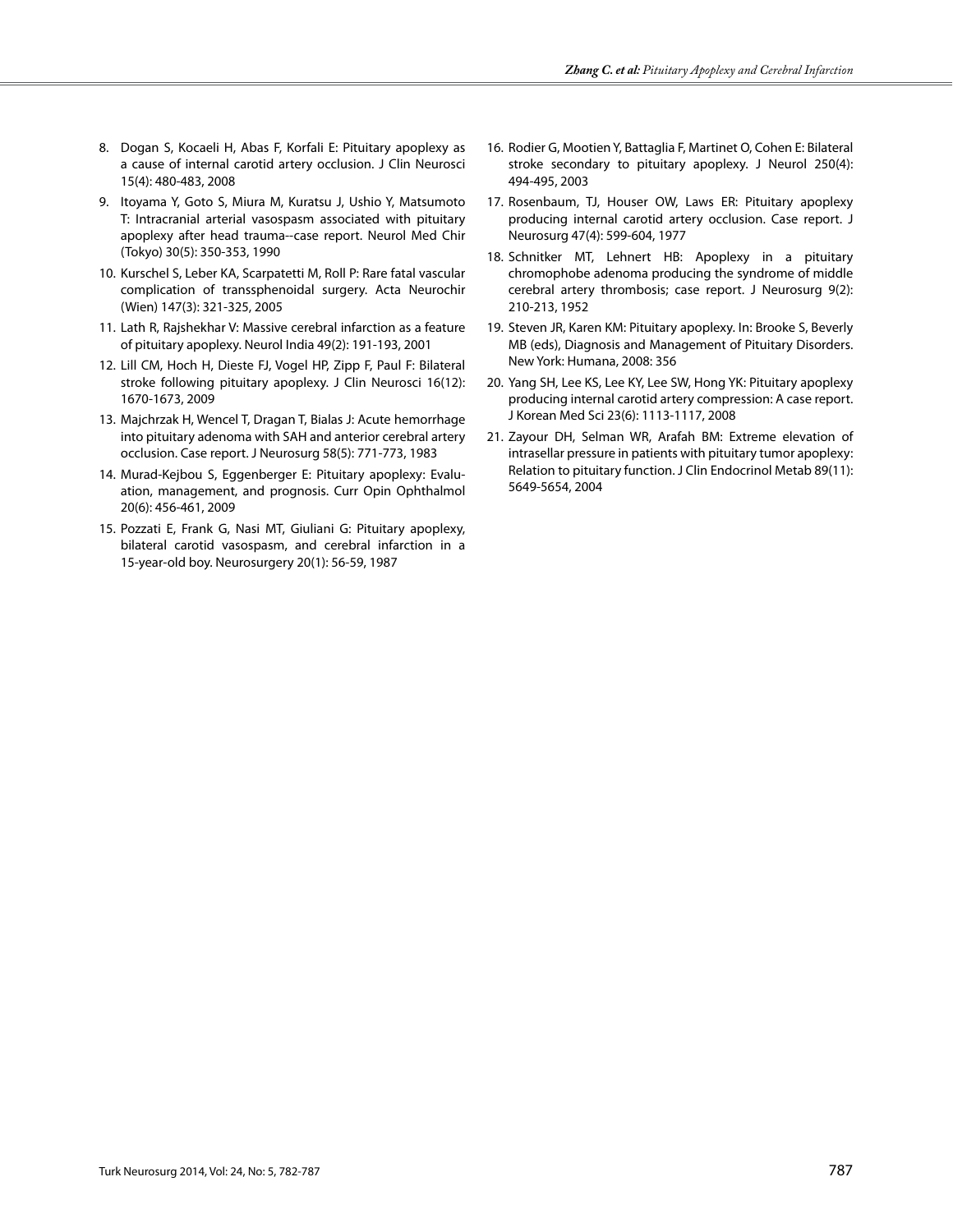8. Dogan S, Kocaeli H, Abas F, Korfali E: Pituitary apoplexy as a cause of internal carotid artery occlusion. J Clin Neurosci 15(4): 480-483, 2008

9. Itoyama Y, Goto S, Miura M, Kuratsu J, Ushio Y, Matsumoto T: Intracranial arterial vasospasm associated with pituitary apoplexy after head trauma--case report. Neurol Med Chir (Tokyo) 30(5): 350-353, 1990

10. Kurschel S, Leber KA, Scarpatetti M, Roll P: Rare fatal vascular complication of transsphenoidal surgery. Acta Neurochir (Wien) 147(3): 321-325, 2005

11. Lath R, Rajshekhar V: Massive cerebral infarction as a feature of pituitary apoplexy. Neurol India 49(2): 191-193, 2001

12. Lill CM, Hoch H, Dieste FJ, Vogel HP, Zipp F, Paul F: Bilateral stroke following pituitary apoplexy. J Clin Neurosci 16(12): 1670-1673, 2009

13. Majchrzak H, Wencel T, Dragan T, Bialas J: Acute hemorrhage into pituitary adenoma with SAH and anterior cerebral artery occlusion. Case report. J Neurosurg 58(5): 771-773, 1983

14. Murad-Kejbou S, Eggenberger E: Pituitary apoplexy: Evaluation, management, and prognosis. Curr Opin Ophthalmol 20(6): 456-461, 2009

15. Pozzati E, Frank G, Nasi MT, Giuliani G: Pituitary apoplexy, bilateral carotid vasospasm, and cerebral infarction in a 15-year-old boy. Neurosurgery 20(1): 56-59, 1987

16. Rodier G, Mootien Y, Battaglia F, Martinet O, Cohen E: Bilateral stroke secondary to pituitary apoplexy. J Neurol 250(4): 494-495, 2003

17. Rosenbaum, TJ, Houser OW, Laws ER: Pituitary apoplexy producing internal carotid artery occlusion. Case report. J Neurosurg 47(4): 599-604, 1977

18. Schnitker MT, Lehnert HB: Apoplexy in a pituitary chromophobe adenoma producing the syndrome of middle cerebral artery thrombosis; case report. J Neurosurg 9(2): 210-213, 1952

19. Steven JR, Karen KM: Pituitary apoplexy. In: Brooke S, Beverly MB (eds), Diagnosis and Management of Pituitary Disorders. New York: Humana, 2008: 356

20. Yang SH, Lee KS, Lee KY, Lee SW, Hong YK: Pituitary apoplexy producing internal carotid artery compression: A case report. J Korean Med Sci 23(6): 1113-1117, 2008

21. Zayour DH, Selman WR, Arafah BM: Extreme elevation of intrasellar pressure in patients with pituitary tumor apoplexy: Relation to pituitary function. J Clin Endocrinol Metab 89(11): 5649-5654, 2004